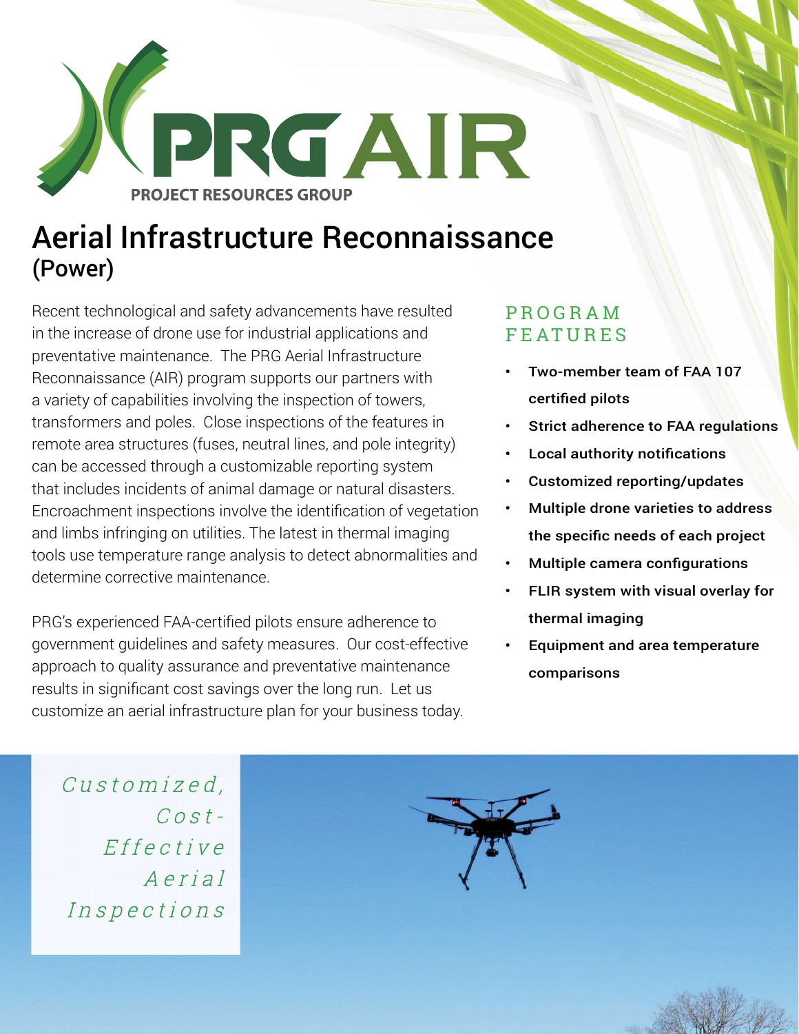# PRG AIR

PROJECT RESOURCES GROUP

# Aerial Infrastructure Reconnaissance

## (Power)

Recent technological and safety advancements have resulted in the increase of drone use for industrial applications and preventative maintenance. The PRG Aerial Infrastructure Reconnaissance (AIR) program supports our partners with a variety of capabilities involving the inspection of towers, transformers and poles. Close inspections of the features in remote area structures (fuses, neutral lines, and pole integrity) can be accessed through a customizable reporting system that includes incidents of animal damage or natural disasters. Encroachment inspections involve the identification of vegetation and limbs infringing on utilities. The latest in thermal imaging tools use temperature range analysis to detect abnormalities and determine corrective maintenance.

PRG's experienced FAA-certified pilots ensure adherence to government guidelines and safety measures. Our cost-effective approach to quality assurance and preventative maintenance results in significant cost savings over the long run. Let us customize an aerial infrastructure plan for your business today.

### PROGRAM FEATURES

- **Two-member team of FAA 107 certified pilots**
- **Strict adherence to FAA regulations**
- **Local authority notifications**
- **Customized reporting/updates**
- **Multiple drone varieties to address the specific needs of each project**
- **Multiple camera configurations**
- **FLIR system with visual overlay for thermal imaging**
- **Equipment and area temperature comparisons**

*Customized, Cost-Effective Aerial Inspections*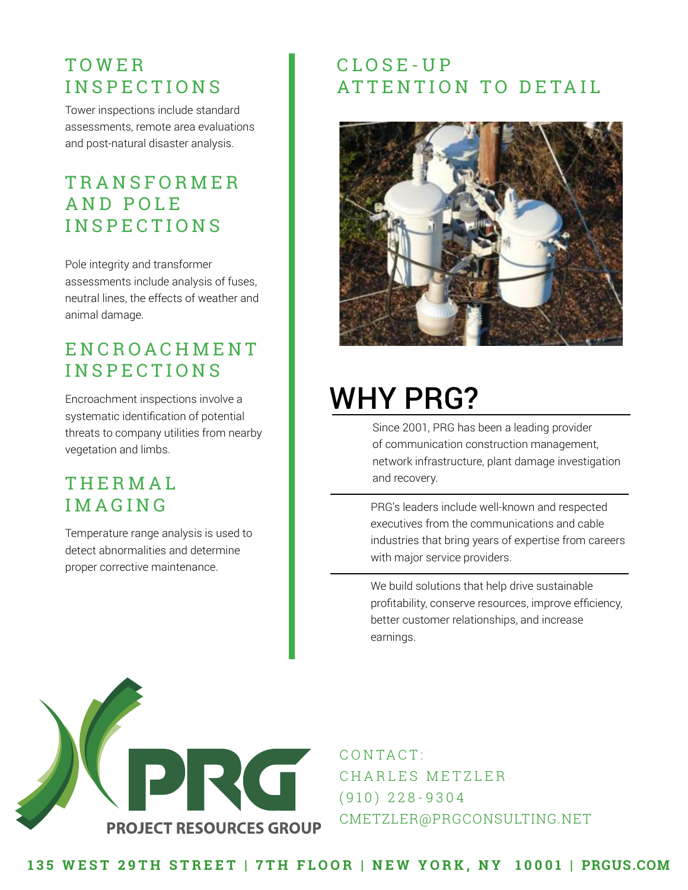## TOWER INSPECTIONS

Tower inspections include standard assessments, remote area evaluations and post-natural disaster analysis.

## TRANSFORMER AND POLE INSPECTIONS

Pole integrity and transformer assessments include analysis of fuses, neutral lines, the effects of weather and animal damage.

## ENCROACHMENT INSPECTIONS

Encroachment inspections involve a systematic identification of potential threats to company utilities from nearby vegetation and limbs.

## THERMAL IMAGING

Temperature range analysis is used to detect abnormalities and determine proper corrective maintenance.

## CLOSE-UP ATTENTION TO DETAIL

# WHY PRG?

Since 2001, PRG has been a leading provider of communication construction management, network infrastructure, plant damage investigation and recovery.

PRG's leaders include well-known and respected executives from the communications and cable industries that bring years of expertise from careers with major service providers.

We build solutions that help drive sustainable profitability, conserve resources, improve efficiency, better customer relationships, and increase earnings.

PRG
PROJECT RESOURCES GROUP

CONTACT:
CHARLES METZLER
(910) 228-9304
CMETZLER@PRGCONSULTING.NET

**135 WEST 29TH STREET | 7TH FLOOR | NEW YORK, NY 10001 | PRGUS.COM**